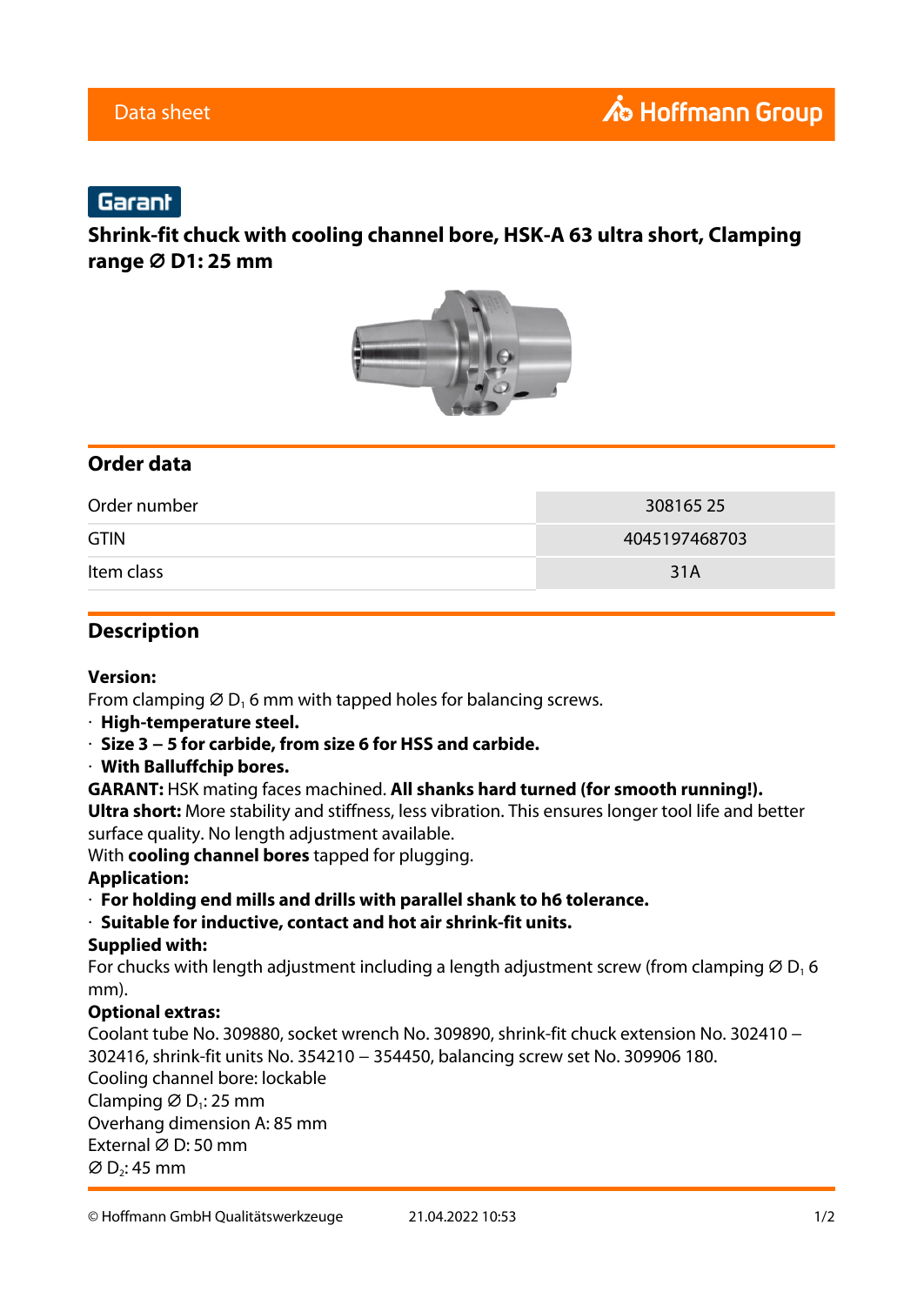Garant

# Shrink-fit chuck with cooling channel bore, HSK-A 63 ultra short, Clamping range ∅ D1: 25 mm

## Order data

| Order number | 308165 25 |
|---|---|
| GTIN | 4045197468703 |
| Item class | 31A |

## Description

**Version:**
From clamping ∅ $D_1$ 6 mm with tapped holes for balancing screws.
- **High-temperature steel.**
- **Size 3 – 5 for carbide, from size 6 for HSS and carbide.**
- **With Baluffchip bores.**

**GARANT:** HSK mating faces machined. **All shanks hard turned (for smooth running!).**
**Ultra short:** More stability and stiffness, less vibration. This ensures longer tool life and better surface quality. No length adjustment available.
With **cooling channel bores** tapped for plugging.
**Application:**
- **For holding end mills and drills with parallel shank to h6 tolerance.**
- **Suitable for inductive, contact and hot air shrink-fit units.**

**Supplied with:**
For chucks with length adjustment including a length adjustment screw (from clamping ∅ $D_1$ 6 mm).
**Optional extras:**
Coolant tube No. 309880, socket wrench No. 309890, shrink-fit chuck extension No. 302410 – 302416, shrink-fit units No. 354210 – 354450, balancing screw set No. 309906 180.
Cooling channel bore: lockable
Clamping ∅ $D_1$: 25 mm
Overhang dimension A: 85 mm
External ∅ D: 50 mm
∅ $D_2$: 45 mm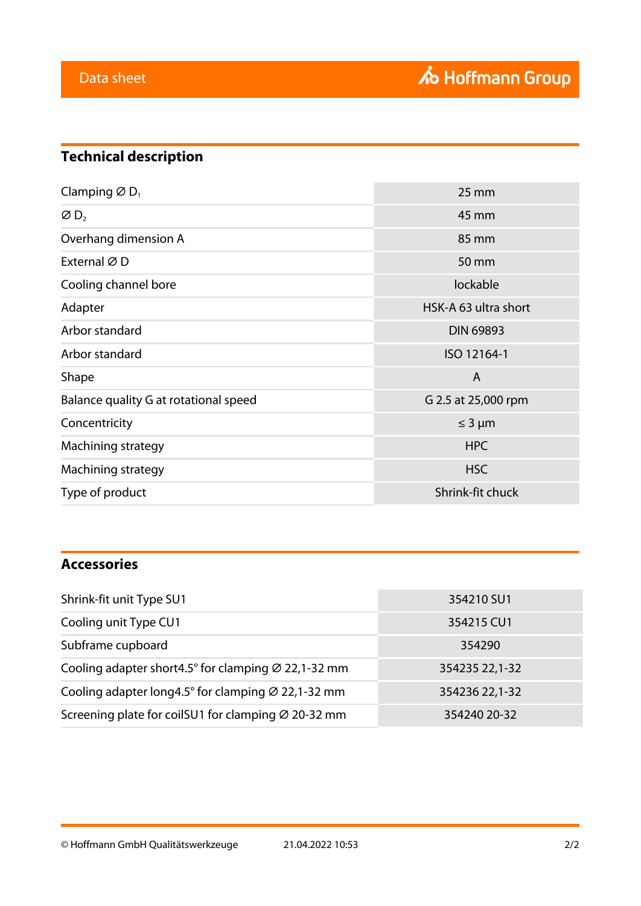## Technical description

| | |
|---|---|
| Clamping ∅ $D_1$ | 25 mm |
| ∅ $D_2$ | 45 mm |
| Overhang dimension A | 85 mm |
| External ∅ D | 50 mm |
| Cooling channel bore | lockable |
| Adapter | HSK-A 63 ultra short |
| Arbor standard | DIN 69893 |
| Arbor standard | ISO 12164-1 |
| Shape | A |
| Balance quality G at rotational speed | G 2.5 at 25,000 rpm |
| Concentricity | ≤ 3 µm |
| Machining strategy | HPC |
| Machining strategy | HSC |
| Type of product | Shrink-fit chuck |

## Accessories

| | |
|---|---|
| Shrink-fit unit Type SU1 | 354210 SU1 |
| Cooling unit Type CU1 | 354215 CU1 |
| Subframe cupboard | 354290 |
| Cooling adapter short4.5° for clamping ∅ 22,1-32 mm | 354235 22,1-32 |
| Cooling adapter long4.5° for clamping ∅ 22,1-32 mm | 354236 22,1-32 |
| Screening plate for coilSU1 for clamping ∅ 20-32 mm | 354240 20-32 |

© Hoffmann GmbH Qualitätswerkzeuge 21.04.2022 10:53